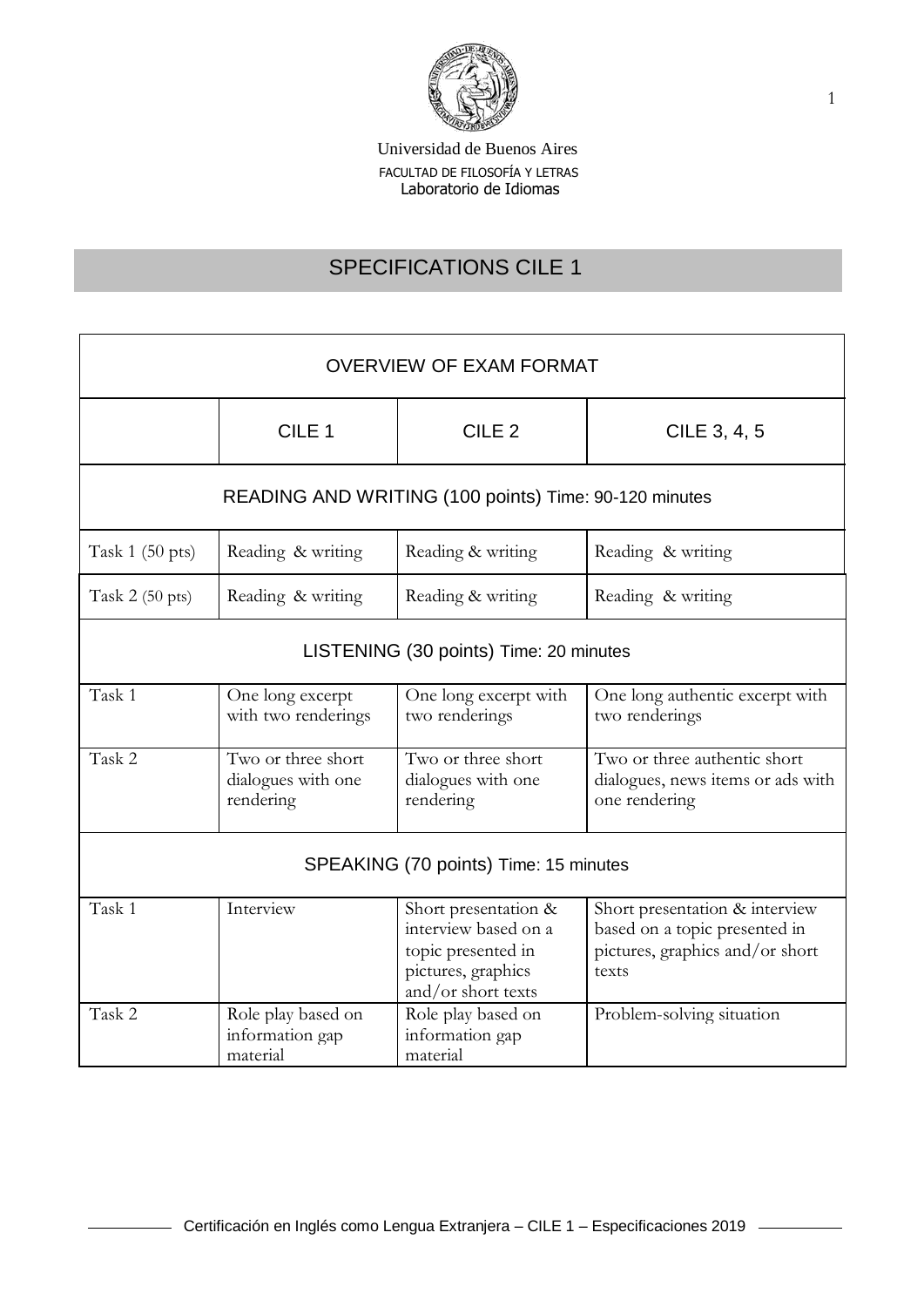Universidad de Buenos Aires
FACULTAD DE FILOSOFÍA Y LETRAS
Laboratorio de Idiomas

# SPECIFICATIONS CILE 1

| OVERVIEW OF EXAM FORMAT | | | |
|---|---|---|---|
| | CILE 1 | CILE 2 | CILE 3, 4, 5 |
| **READING AND WRITING (100 points) Time: 90-120 minutes** | | | |
| Task 1 (50 pts) | Reading & writing | Reading & writing | Reading & writing |
| Task 2 (50 pts) | Reading & writing | Reading & writing | Reading & writing |
| **LISTENING (30 points) Time: 20 minutes** | | | |
| Task 1 | One long excerpt with two renderings | One long excerpt with two renderings | One long authentic excerpt with two renderings |
| Task 2 | Two or three short dialogues with one rendering | Two or three short dialogues with one rendering | Two or three authentic short dialogues, news items or ads with one rendering |
| **SPEAKING (70 points) Time: 15 minutes** | | | |
| Task 1 | Interview | Short presentation & interview based on a topic presented in pictures, graphics and/or short texts | Short presentation & interview based on a topic presented in pictures, graphics and/or short texts |
| Task 2 | Role play based on information gap material | Role play based on information gap material | Problem-solving situation |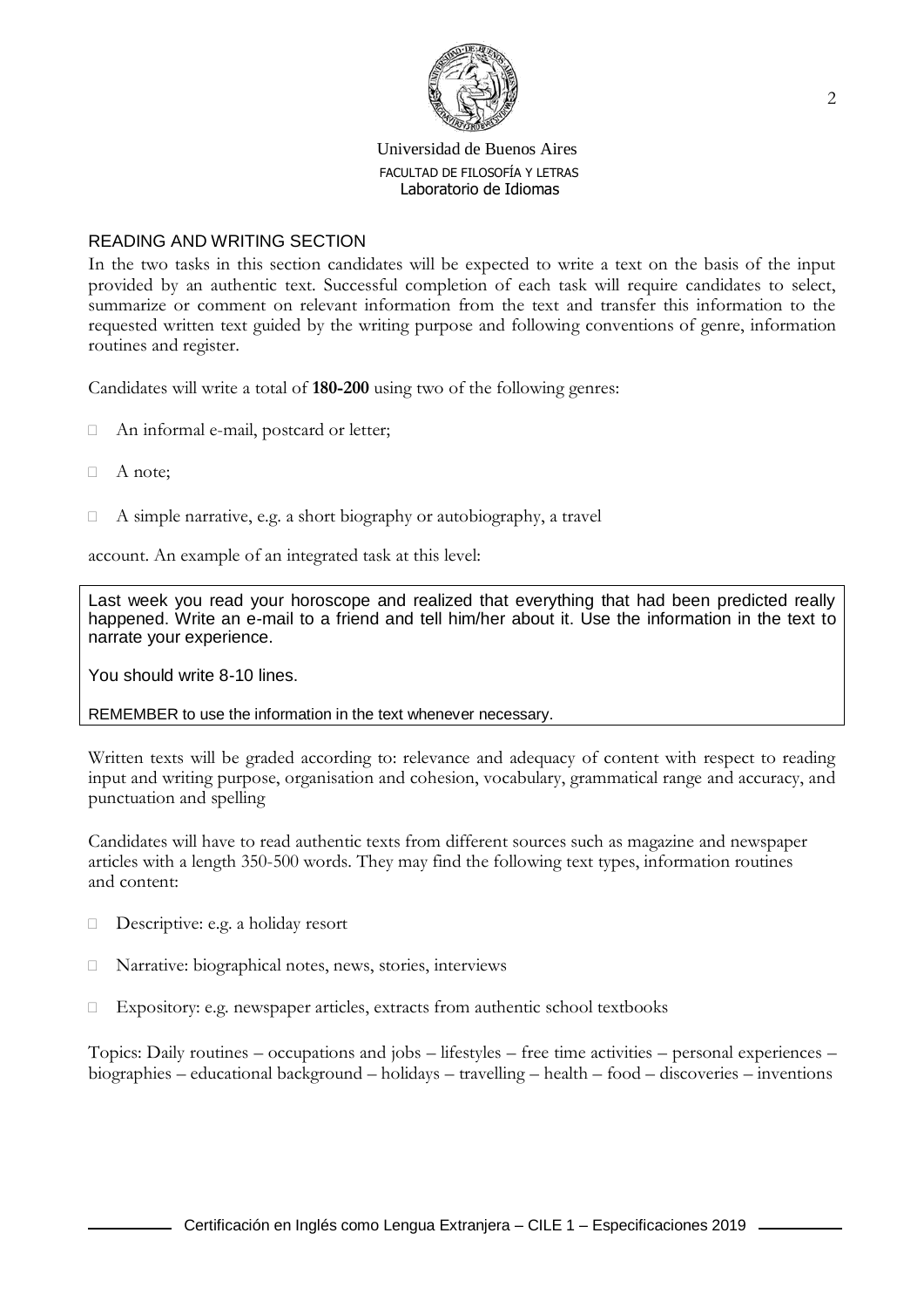Universidad de Buenos Aires
FACULTAD DE FILOSOFÍA Y LETRAS
Laboratorio de Idiomas

## READING AND WRITING SECTION

In the two tasks in this section candidates will be expected to write a text on the basis of the input provided by an authentic text. Successful completion of each task will require candidates to select, summarize or comment on relevant information from the text and transfer this information to the requested written text guided by the writing purpose and following conventions of genre, information routines and register.

Candidates will write a total of **180-200** using two of the following genres:

- An informal e-mail, postcard or letter;
- A note;
- A simple narrative, e.g. a short biography or autobiography, a travel

account. An example of an integrated task at this level:

> Last week you read your horoscope and realized that everything that had been predicted really happened. Write an e-mail to a friend and tell him/her about it. Use the information in the text to narrate your experience.
>
> You should write 8-10 lines.
>
> REMEMBER to use the information in the text whenever necessary.

Written texts will be graded according to: relevance and adequacy of content with respect to reading input and writing purpose, organisation and cohesion, vocabulary, grammatical range and accuracy, and punctuation and spelling

Candidates will have to read authentic texts from different sources such as magazine and newspaper articles with a length 350-500 words. They may find the following text types, information routines and content:

- Descriptive: e.g. a holiday resort
- Narrative: biographical notes, news, stories, interviews
- Expository: e.g. newspaper articles, extracts from authentic school textbooks

Topics: Daily routines – occupations and jobs – lifestyles – free time activities – personal experiences – biographies – educational background – holidays – travelling – health – food – discoveries – inventions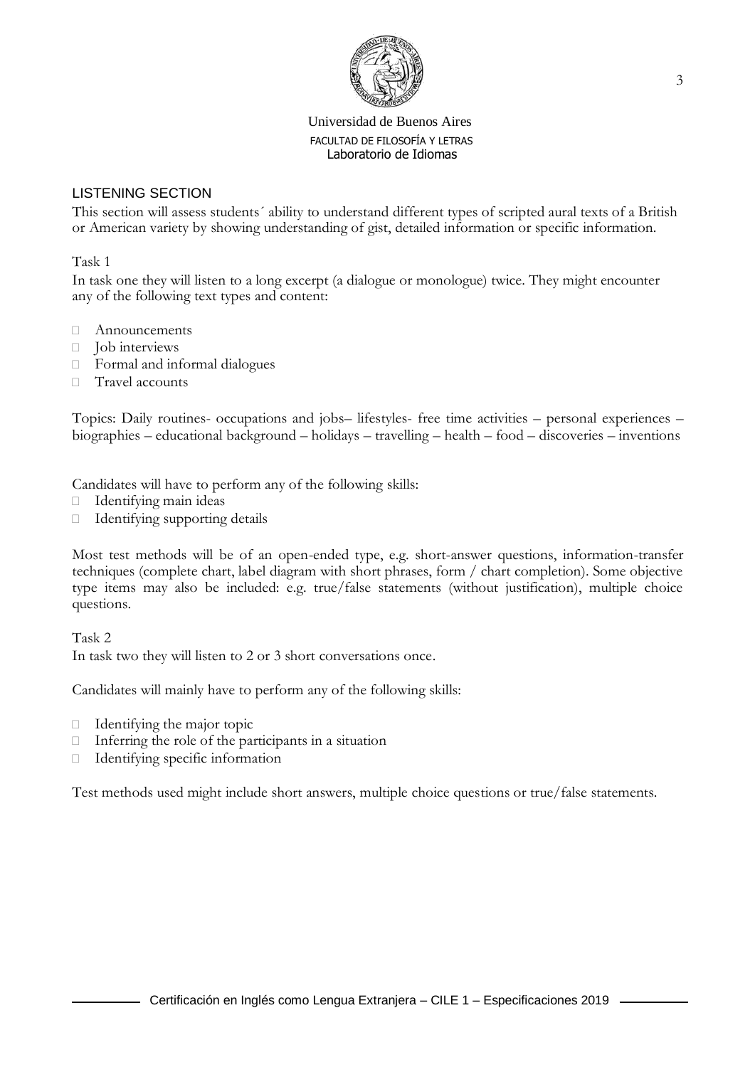## LISTENING SECTION

This section will assess students´ ability to understand different types of scripted aural texts of a British or American variety by showing understanding of gist, detailed information or specific information.

Task 1

In task one they will listen to a long excerpt (a dialogue or monologue) twice. They might encounter any of the following text types and content:

- Announcements
- Job interviews
- Formal and informal dialogues
- Travel accounts

Topics: Daily routines- occupations and jobs– lifestyles- free time activities – personal experiences – biographies – educational background – holidays – travelling – health – food – discoveries – inventions

Candidates will have to perform any of the following skills:

- Identifying main ideas
- Identifying supporting details

Most test methods will be of an open-ended type, e.g. short-answer questions, information-transfer techniques (complete chart, label diagram with short phrases, form / chart completion). Some objective type items may also be included: e.g. true/false statements (without justification), multiple choice questions.

Task 2

In task two they will listen to 2 or 3 short conversations once.

Candidates will mainly have to perform any of the following skills:

- Identifying the major topic
- Inferring the role of the participants in a situation
- Identifying specific information

Test methods used might include short answers, multiple choice questions or true/false statements.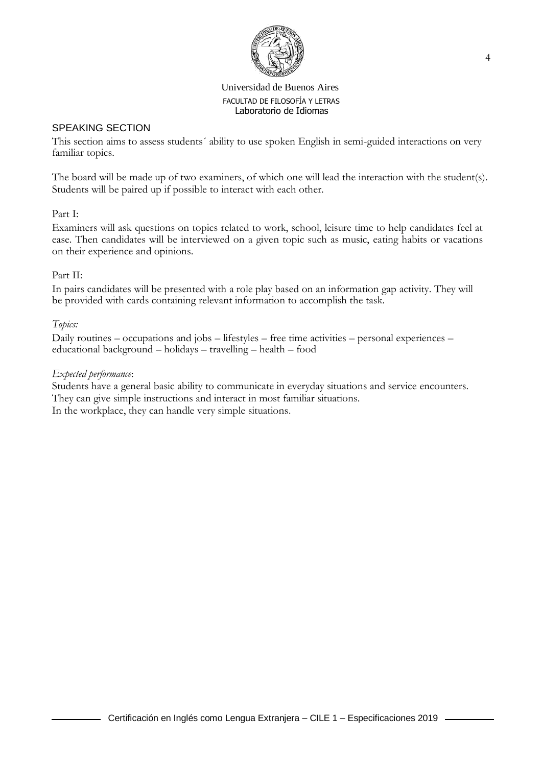## SPEAKING SECTION

This section aims to assess students´ ability to use spoken English in semi-guided interactions on very familiar topics.

The board will be made up of two examiners, of which one will lead the interaction with the student(s). Students will be paired up if possible to interact with each other.

Part I:

Examiners will ask questions on topics related to work, school, leisure time to help candidates feel at ease. Then candidates will be interviewed on a given topic such as music, eating habits or vacations on their experience and opinions.

Part II:

In pairs candidates will be presented with a role play based on an information gap activity. They will be provided with cards containing relevant information to accomplish the task.

*Topics:*

Daily routines – occupations and jobs – lifestyles – free time activities – personal experiences – educational background – holidays – travelling – health – food

*Expected performance*:

Students have a general basic ability to communicate in everyday situations and service encounters. They can give simple instructions and interact in most familiar situations.
In the workplace, they can handle very simple situations.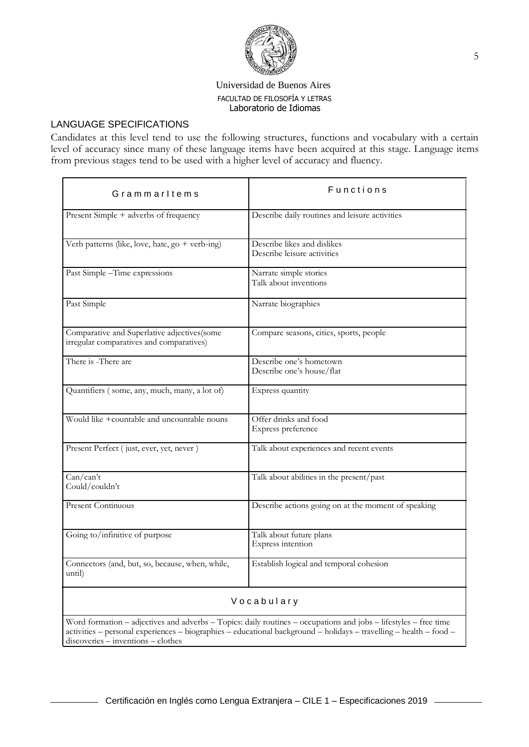Universidad de Buenos Aires
FACULTAD DE FILOSOFÍA Y LETRAS
Laboratorio de Idiomas

## LANGUAGE SPECIFICATIONS

Candidates at this level tend to use the following structures, functions and vocabulary with a certain level of accuracy since many of these language items have been acquired at this stage. Language items from previous stages tend to be used with a higher level of accuracy and fluency.

| Grammar Items | Functions |
|---|---|
| Present Simple + adverbs of frequency | Describe daily routines and leisure activities |
| Verb patterns (like, love, hate, go + verb-ing) | Describe likes and dislikes<br>Describe leisure activities |
| Past Simple –Time expressions | Narrate simple stories<br>Talk about inventions |
| Past Simple | Narrate biographies |
| Comparative and Superlative adjectives(some irregular comparatives and comparatives) | Compare seasons, cities, sports, people |
| There is -There are | Describe one's hometown<br>Describe one's house/flat |
| Quantifiers ( some, any, much, many, a lot of) | Express quantity |
| Would like +countable and uncountable nouns | Offer drinks and food<br>Express preference |
| Present Perfect ( just, ever, yet, never ) | Talk about experiences and recent events |
| Can/can't<br>Could/couldn't | Talk about abilities in the present/past |
| Present Continuous | Describe actions going on at the moment of speaking |
| Going to/infinitive of purpose | Talk about future plans<br>Express intention |
| Connectors (and, but, so, because, when, while, until) | Establish logical and temporal cohesion |

**Vocabulary**

Word formation – adjectives and adverbs – Topics: daily routines – occupations and jobs – lifestyles – free time activities – personal experiences – biographies – educational background – holidays – travelling – health – food – discoveries – inventions – clothes